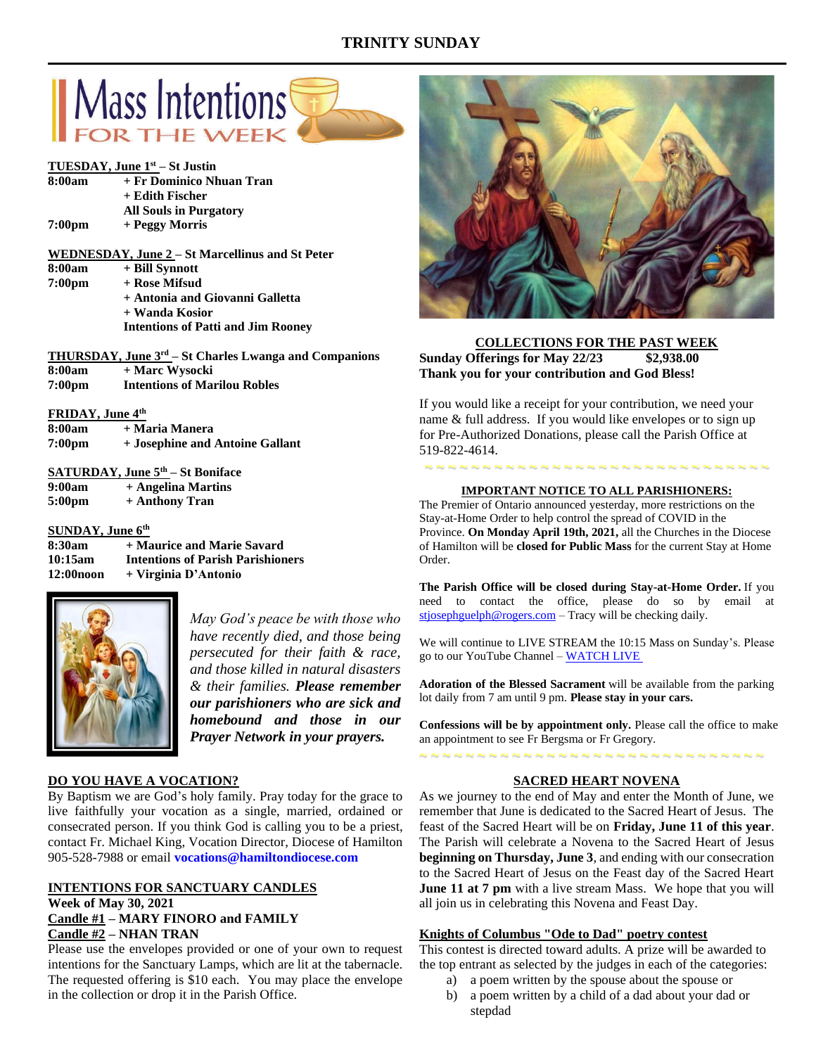# TRINITY SUNDAY

## Mass Intentions FOR THE WEEK

**TUESDAY, June 1st – St Justin**

| | |
|---|---|
| **8:00am** | **+ Fr Dominico Nhuan Tran** |
| | **+ Edith Fischer** |
| | **All Souls in Purgatory** |
| **7:00pm** | **+ Peggy Morris** |

**WEDNESDAY, June 2 – St Marcellinus and St Peter**

| | |
|---|---|
| **8:00am** | **+ Bill Synnott** |
| **7:00pm** | **+ Rose Mifsud** |
| | **+ Antonia and Giovanni Galletta** |
| | **+ Wanda Kosior** |
| | **Intentions of Patti and Jim Rooney** |

**THURSDAY, June 3rd – St Charles Lwanga and Companions**

| | |
|---|---|
| **8:00am** | **+ Marc Wysocki** |
| **7:00pm** | **Intentions of Marilou Robles** |

**FRIDAY, June 4th**

| | |
|---|---|
| **8:00am** | **+ Maria Manera** |
| **7:00pm** | **+ Josephine and Antoine Gallant** |

**SATURDAY, June 5th – St Boniface**

| | |
|---|---|
| **9:00am** | **+ Angelina Martins** |
| **5:00pm** | **+ Anthony Tran** |

**SUNDAY, June 6th**

| | |
|---|---|
| **8:30am** | **+ Maurice and Marie Savard** |
| **10:15am** | **Intentions of Parish Parishioners** |
| **12:00noon** | **+ Virginia D'Antonio** |

*May God's peace be with those who have recently died, and those being persecuted for their faith & race, and those killed in natural disasters & their families.* ***Please remember our parishioners who are sick and homebound and those in our Prayer Network in your prayers.***

**DO YOU HAVE A VOCATION?**

By Baptism we are God's holy family. Pray today for the grace to live faithfully your vocation as a single, married, ordained or consecrated person. If you think God is calling you to be a priest, contact Fr. Michael King, Vocation Director, Diocese of Hamilton 905-528-7988 or email **vocations@hamiltondiocese.com**

**INTENTIONS FOR SANCTUARY CANDLES**

**Week of May 30, 2021**

**Candle #1 – MARY FINORO and FAMILY**

**Candle #2 – NHAN TRAN**

Please use the envelopes provided or one of your own to request intentions for the Sanctuary Lamps, which are lit at the tabernacle. The requested offering is $10 each. You may place the envelope in the collection or drop it in the Parish Office.

**COLLECTIONS FOR THE PAST WEEK**

**Sunday Offerings for May 22/23 $2,938.00**

**Thank you for your contribution and God Bless!**

If you would like a receipt for your contribution, we need your name & full address. If you would like envelopes or to sign up for Pre-Authorized Donations, please call the Parish Office at 519-822-4614.

**IMPORTANT NOTICE TO ALL PARISHIONERS:**

The Premier of Ontario announced yesterday, more restrictions on the Stay-at-Home Order to help control the spread of COVID in the Province. **On Monday April 19th, 2021,** all the Churches in the Diocese of Hamilton will be **closed for Public Mass** for the current Stay at Home Order.

**The Parish Office will be closed during Stay-at-Home Order.** If you need to contact the office, please do so by email at stjosephguelph@rogers.com – Tracy will be checking daily.

We will continue to LIVE STREAM the 10:15 Mass on Sunday's. Please go to our YouTube Channel – WATCH LIVE

**Adoration of the Blessed Sacrament** will be available from the parking lot daily from 7 am until 9 pm. **Please stay in your cars.**

**Confessions will be by appointment only.** Please call the office to make an appointment to see Fr Bergsma or Fr Gregory.

**SACRED HEART NOVENA**

As we journey to the end of May and enter the Month of June, we remember that June is dedicated to the Sacred Heart of Jesus. The feast of the Sacred Heart will be on **Friday, June 11 of this year**. The Parish will celebrate a Novena to the Sacred Heart of Jesus **beginning on Thursday, June 3**, and ending with our consecration to the Sacred Heart of Jesus on the Feast day of the Sacred Heart **June 11 at 7 pm** with a live stream Mass. We hope that you will all join us in celebrating this Novena and Feast Day.

**Knights of Columbus "Ode to Dad" poetry contest**

This contest is directed toward adults. A prize will be awarded to the top entrant as selected by the judges in each of the categories:

a) a poem written by the spouse about the spouse or
b) a poem written by a child of a dad about your dad or stepdad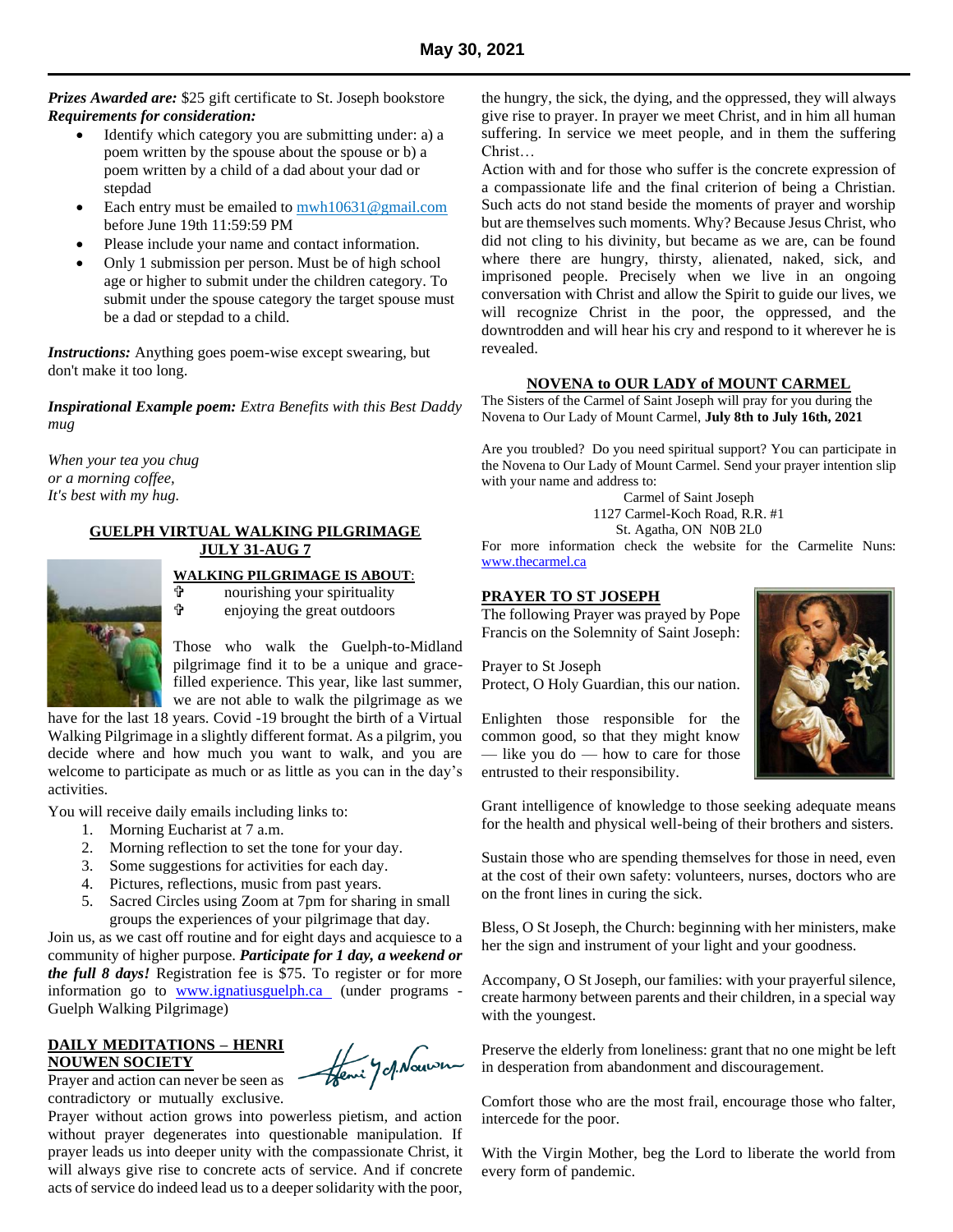***Prizes Awarded are:*** $25 gift certificate to St. Joseph bookstore
***Requirements for consideration:***

- Identify which category you are submitting under: a) a poem written by the spouse about the spouse or b) a poem written by a child of a dad about your dad or stepdad
- Each entry must be emailed to mwh10631@gmail.com before June 19th 11:59:59 PM
- Please include your name and contact information.
- Only 1 submission per person. Must be of high school age or higher to submit under the children category. To submit under the spouse category the target spouse must be a dad or stepdad to a child.

***Instructions:*** Anything goes poem-wise except swearing, but don't make it too long.

***Inspirational Example poem:*** *Extra Benefits with this Best Daddy mug*

*When your tea you chug*
*or a morning coffee,*
*It's best with my hug.*

## GUELPH VIRTUAL WALKING PILGRIMAGE JULY 31-AUG 7

**WALKING PILGRIMAGE IS ABOUT**:

- nourishing your spirituality
- enjoying the great outdoors

Those who walk the Guelph-to-Midland pilgrimage find it to be a unique and grace-filled experience. This year, like last summer, we are not able to walk the pilgrimage as we have for the last 18 years. Covid -19 brought the birth of a Virtual Walking Pilgrimage in a slightly different format. As a pilgrim, you decide where and how much you want to walk, and you are welcome to participate as much or as little as you can in the day's activities.

You will receive daily emails including links to:

1. Morning Eucharist at 7 a.m.
2. Morning reflection to set the tone for your day.
3. Some suggestions for activities for each day.
4. Pictures, reflections, music from past years.
5. Sacred Circles using Zoom at 7pm for sharing in small groups the experiences of your pilgrimage that day.

Join us, as we cast off routine and for eight days and acquiesce to a community of higher purpose. ***Participate for 1 day, a weekend or the full 8 days!*** Registration fee is $75. To register or for more information go to www.ignatiusguelph.ca (under programs - Guelph Walking Pilgrimage)

## DAILY MEDITATIONS – HENRI NOUWEN SOCIETY

Prayer and action can never be seen as contradictory or mutually exclusive. Prayer without action grows into powerless pietism, and action without prayer degenerates into questionable manipulation. If prayer leads us into deeper unity with the compassionate Christ, it will always give rise to concrete acts of service. And if concrete acts of service do indeed lead us to a deeper solidarity with the poor, the hungry, the sick, the dying, and the oppressed, they will always give rise to prayer. In prayer we meet Christ, and in him all human suffering. In service we meet people, and in them the suffering Christ…

Action with and for those who suffer is the concrete expression of a compassionate life and the final criterion of being a Christian. Such acts do not stand beside the moments of prayer and worship but are themselves such moments. Why? Because Jesus Christ, who did not cling to his divinity, but became as we are, can be found where there are hungry, thirsty, alienated, naked, sick, and imprisoned people. Precisely when we live in an ongoing conversation with Christ and allow the Spirit to guide our lives, we will recognize Christ in the poor, the oppressed, and the downtrodden and will hear his cry and respond to it wherever he is revealed.

## NOVENA to OUR LADY of MOUNT CARMEL

The Sisters of the Carmel of Saint Joseph will pray for you during the Novena to Our Lady of Mount Carmel, **July 8th to July 16th, 2021**

Are you troubled? Do you need spiritual support? You can participate in the Novena to Our Lady of Mount Carmel. Send your prayer intention slip with your name and address to:

Carmel of Saint Joseph
1127 Carmel-Koch Road, R.R. #1
St. Agatha, ON N0B 2L0

For more information check the website for the Carmelite Nuns: www.thecarmel.ca

## PRAYER TO ST JOSEPH

The following Prayer was prayed by Pope Francis on the Solemnity of Saint Joseph:

Prayer to St Joseph
Protect, O Holy Guardian, this our nation.

Enlighten those responsible for the common good, so that they might know — like you do — how to care for those entrusted to their responsibility.

Grant intelligence of knowledge to those seeking adequate means for the health and physical well-being of their brothers and sisters.

Sustain those who are spending themselves for those in need, even at the cost of their own safety: volunteers, nurses, doctors who are on the front lines in curing the sick.

Bless, O St Joseph, the Church: beginning with her ministers, make her the sign and instrument of your light and your goodness.

Accompany, O St Joseph, our families: with your prayerful silence, create harmony between parents and their children, in a special way with the youngest.

Preserve the elderly from loneliness: grant that no one might be left in desperation from abandonment and discouragement.

Comfort those who are the most frail, encourage those who falter, intercede for the poor.

With the Virgin Mother, beg the Lord to liberate the world from every form of pandemic.